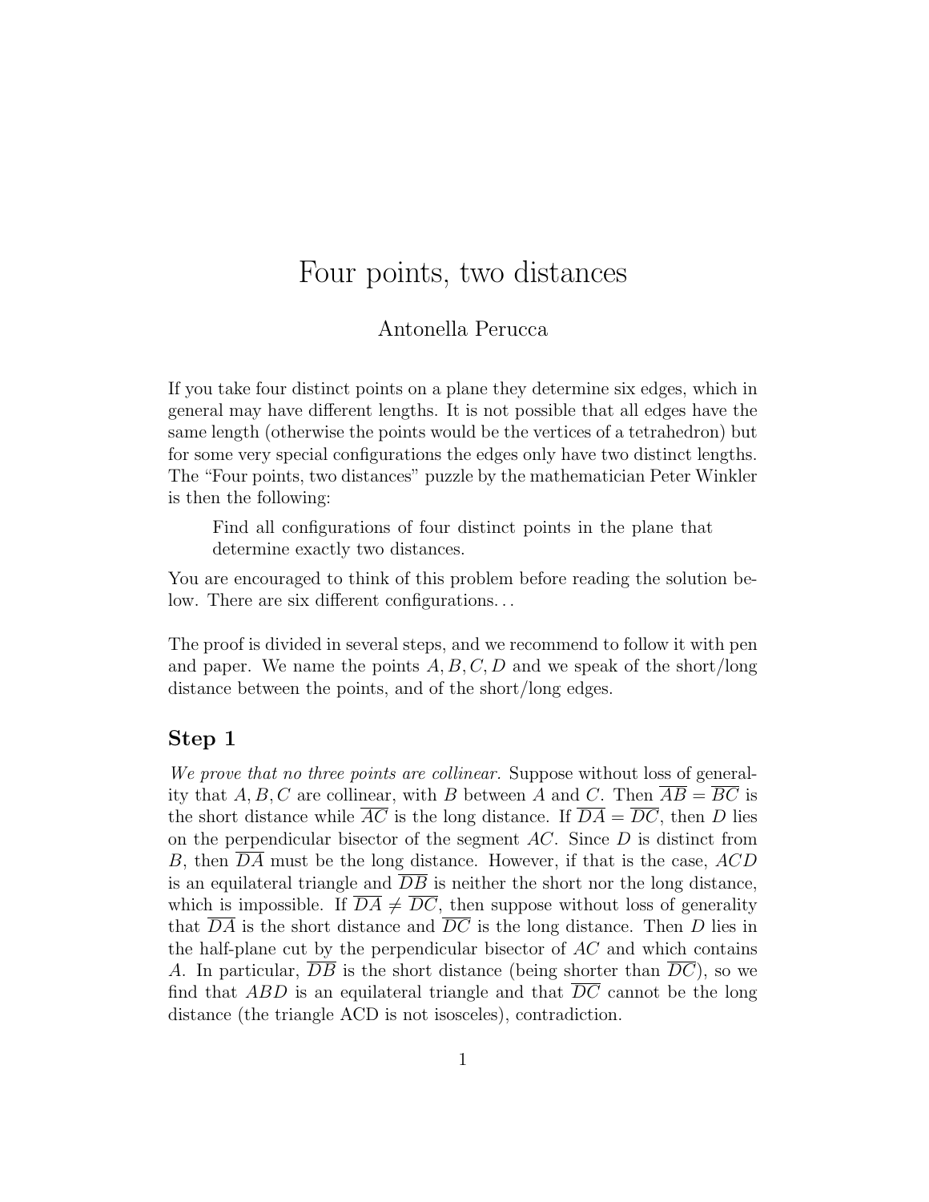# Four points, two distances

Antonella Perucca

If you take four distinct points on a plane they determine six edges, which in general may have different lengths. It is not possible that all edges have the same length (otherwise the points would be the vertices of a tetrahedron) but for some very special configurations the edges only have two distinct lengths. The "Four points, two distances" puzzle by the mathematician Peter Winkler is then the following:

> Find all configurations of four distinct points in the plane that determine exactly two distances.

You are encouraged to think of this problem before reading the solution below. There are six different configurations...

The proof is divided in several steps, and we recommend to follow it with pen and paper. We name the points $A, B, C, D$ and we speak of the short/long distance between the points, and of the short/long edges.

### Step 1

*We prove that no three points are collinear.* Suppose without loss of generality that $A, B, C$ are collinear, with $B$ between $A$ and $C$. Then $\overline{AB} = \overline{BC}$ is the short distance while $\overline{AC}$ is the long distance. If $\overline{DA} = \overline{DC}$, then $D$ lies on the perpendicular bisector of the segment $AC$. Since $D$ is distinct from $B$, then $\overline{DA}$ must be the long distance. However, if that is the case, $ACD$ is an equilateral triangle and $\overline{DB}$ is neither the short nor the long distance, which is impossible. If $\overline{DA} \neq \overline{DC}$, then suppose without loss of generality that $\overline{DA}$ is the short distance and $\overline{DC}$ is the long distance. Then $D$ lies in the half-plane cut by the perpendicular bisector of $AC$ and which contains $A$. In particular, $\overline{DB}$ is the short distance (being shorter than $\overline{DC}$), so we find that $ABD$ is an equilateral triangle and that $\overline{DC}$ cannot be the long distance (the triangle ACD is not isosceles), contradiction.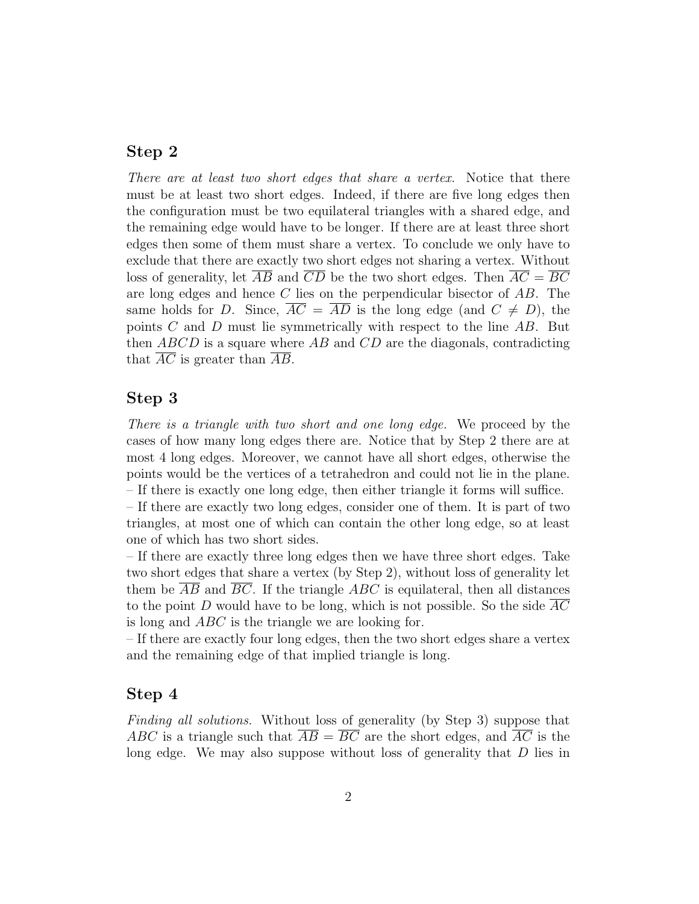## Step 2

*There are at least two short edges that share a vertex.* Notice that there must be at least two short edges. Indeed, if there are five long edges then the configuration must be two equilateral triangles with a shared edge, and the remaining edge would have to be longer. If there are at least three short edges then some of them must share a vertex. To conclude we only have to exclude that there are exactly two short edges not sharing a vertex. Without loss of generality, let $\overline{AB}$ and $\overline{CD}$ be the two short edges. Then $\overline{AC} = \overline{BC}$ are long edges and hence $C$ lies on the perpendicular bisector of $AB$. The same holds for $D$. Since, $\overline{AC} = \overline{AD}$ is the long edge (and $C \neq D$), the points $C$ and $D$ must lie symmetrically with respect to the line $AB$. But then $ABCD$ is a square where $AB$ and $CD$ are the diagonals, contradicting that $\overline{AC}$ is greater than $\overline{AB}$.

## Step 3

*There is a triangle with two short and one long edge.* We proceed by the cases of how many long edges there are. Notice that by Step 2 there are at most 4 long edges. Moreover, we cannot have all short edges, otherwise the points would be the vertices of a tetrahedron and could not lie in the plane.
– If there is exactly one long edge, then either triangle it forms will suffice.
– If there are exactly two long edges, consider one of them. It is part of two triangles, at most one of which can contain the other long edge, so at least one of which has two short sides.
– If there are exactly three long edges then we have three short edges. Take two short edges that share a vertex (by Step 2), without loss of generality let them be $\overline{AB}$ and $\overline{BC}$. If the triangle $ABC$ is equilateral, then all distances to the point $D$ would have to be long, which is not possible. So the side $\overline{AC}$ is long and $ABC$ is the triangle we are looking for.
– If there are exactly four long edges, then the two short edges share a vertex and the remaining edge of that implied triangle is long.

## Step 4

*Finding all solutions.* Without loss of generality (by Step 3) suppose that $ABC$ is a triangle such that $\overline{AB} = \overline{BC}$ are the short edges, and $\overline{AC}$ is the long edge. We may also suppose without loss of generality that $D$ lies in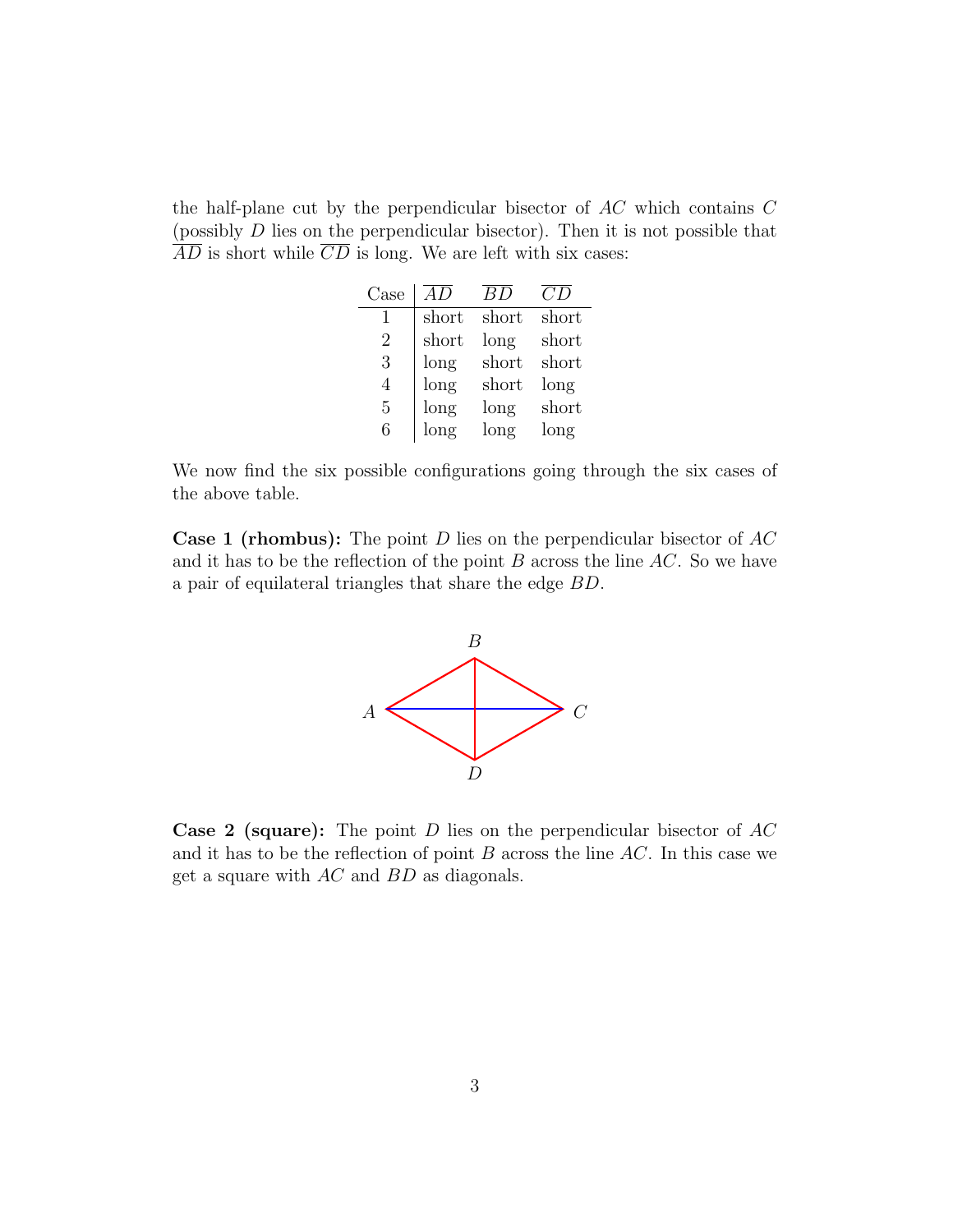the half-plane cut by the perpendicular bisector of $AC$ which contains $C$ (possibly $D$ lies on the perpendicular bisector). Then it is not possible that $\overline{AD}$ is short while $\overline{CD}$ is long. We are left with six cases:

| Case | $\overline{AD}$ | $\overline{BD}$ | $\overline{CD}$ |
|---|---|---|---|
| 1 | short | short | short |
| 2 | short | long | short |
| 3 | long | short | short |
| 4 | long | short | long |
| 5 | long | long | short |
| 6 | long | long | long |

We now find the six possible configurations going through the six cases of the above table.

**Case 1 (rhombus):** The point $D$ lies on the perpendicular bisector of $AC$ and it has to be the reflection of the point $B$ across the line $AC$. So we have a pair of equilateral triangles that share the edge $BD$.

**Case 2 (square):** The point $D$ lies on the perpendicular bisector of $AC$ and it has to be the reflection of point $B$ across the line $AC$. In this case we get a square with $AC$ and $BD$ as diagonals.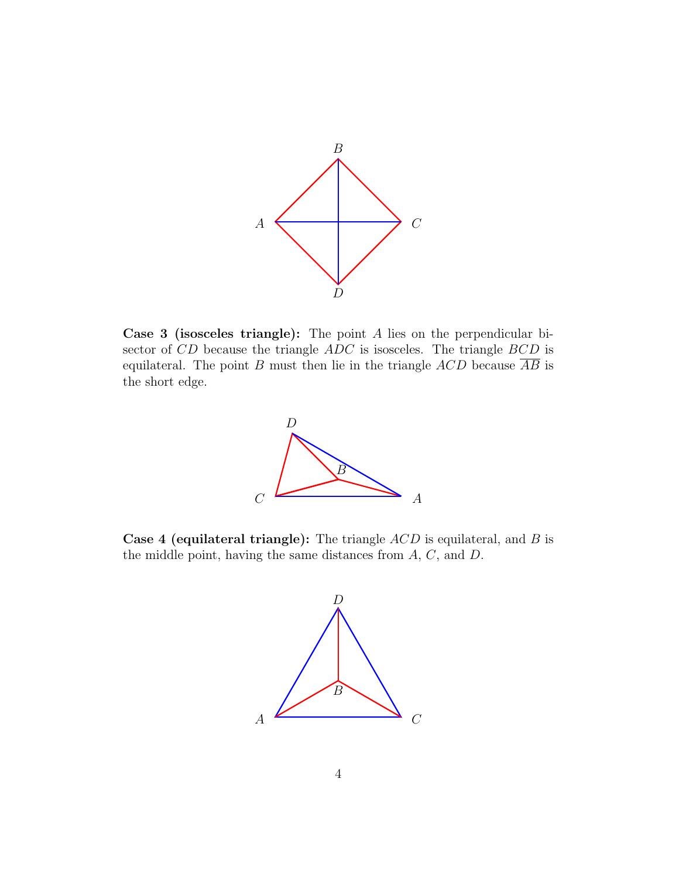**Case 3 (isosceles triangle):** The point $A$ lies on the perpendicular bisector of $CD$ because the triangle $ADC$ is isosceles. The triangle $BCD$ is equilateral. The point $B$ must then lie in the triangle $ACD$ because $\overline{AB}$ is the short edge.

**Case 4 (equilateral triangle):** The triangle $ACD$ is equilateral, and $B$ is the middle point, having the same distances from $A$, $C$, and $D$.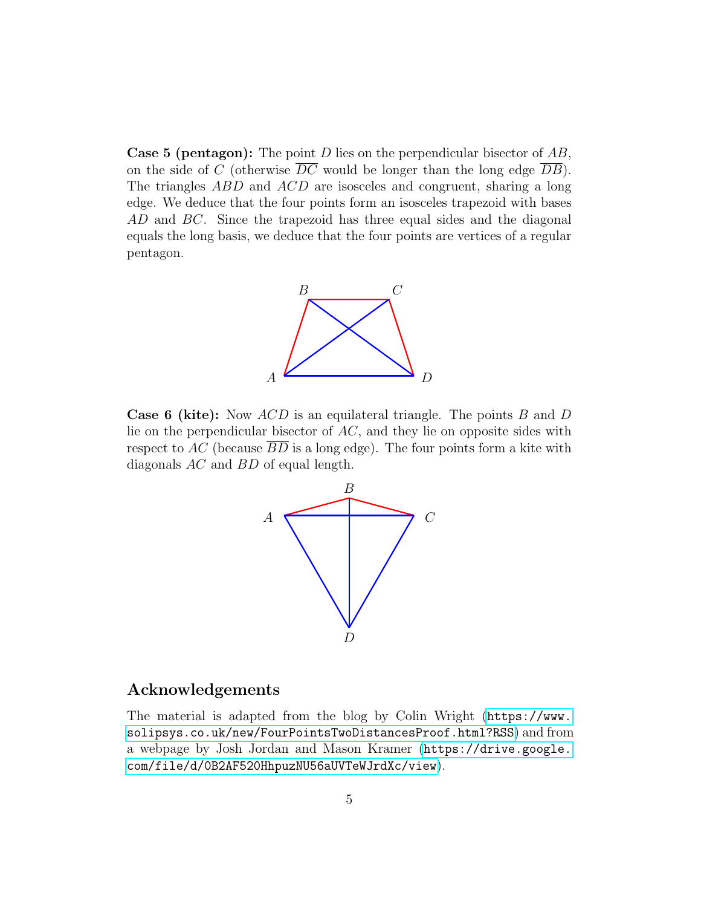**Case 5 (pentagon):** The point $D$ lies on the perpendicular bisector of $AB$, on the side of $C$ (otherwise $\overline{DC}$ would be longer than the long edge $\overline{DB}$). The triangles $ABD$ and $ACD$ are isosceles and congruent, sharing a long edge. We deduce that the four points form an isosceles trapezoid with bases $AD$ and $BC$. Since the trapezoid has three equal sides and the diagonal equals the long basis, we deduce that the four points are vertices of a regular pentagon.

**Case 6 (kite):** Now $ACD$ is an equilateral triangle. The points $B$ and $D$ lie on the perpendicular bisector of $AC$, and they lie on opposite sides with respect to $AC$ (because $\overline{BD}$ is a long edge). The four points form a kite with diagonals $AC$ and $BD$ of equal length.

## Acknowledgements

The material is adapted from the blog by Colin Wright (https://www.solipsys.co.uk/new/FourPointsTwoDistancesProof.html?RSS) and from a webpage by Josh Jordan and Mason Kramer (https://drive.google.com/file/d/0B2AF520HhpuzNU56aUVTeWJrdXc/view).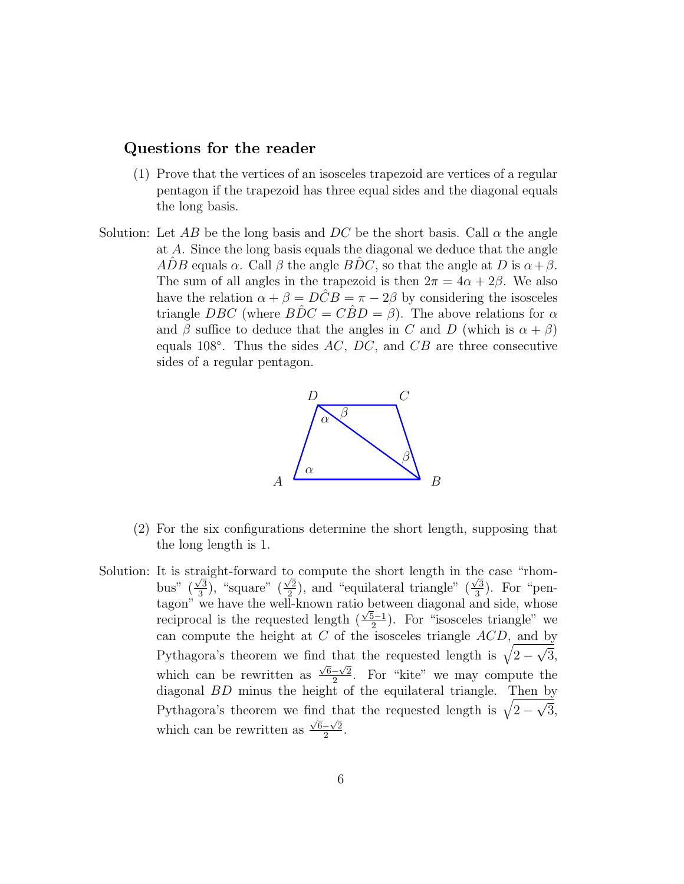## Questions for the reader

(1) Prove that the vertices of an isosceles trapezoid are vertices of a regular pentagon if the trapezoid has three equal sides and the diagonal equals the long basis.

Solution: Let $AB$ be the long basis and $DC$ be the short basis. Call $\alpha$ the angle at $A$. Since the long basis equals the diagonal we deduce that the angle $A\hat{D}B$ equals $\alpha$. Call $\beta$ the angle $B\hat{D}C$, so that the angle at $D$ is $\alpha+\beta$. The sum of all angles in the trapezoid is then $2\pi = 4\alpha + 2\beta$. We also have the relation $\alpha + \beta = D\hat{C}B = \pi - 2\beta$ by considering the isosceles triangle $DBC$ (where $B\hat{D}C = C\hat{B}D = \beta$). The above relations for $\alpha$ and $\beta$ suffice to deduce that the angles in $C$ and $D$ (which is $\alpha + \beta$) equals $108°$. Thus the sides $AC$, $DC$, and $CB$ are three consecutive sides of a regular pentagon.

D C α β β α A B

(2) For the six configurations determine the short length, supposing that the long length is 1.

Solution: It is straight-forward to compute the short length in the case "rhombus" ($\frac{\sqrt{3}}{3}$), "square" ($\frac{\sqrt{2}}{2}$), and "equilateral triangle" ($\frac{\sqrt{3}}{3}$). For "pentagon" we have the well-known ratio between diagonal and side, whose reciprocal is the requested length ($\frac{\sqrt{5}-1}{2}$). For "isosceles triangle" we can compute the height at $C$ of the isosceles triangle $ACD$, and by Pythagora's theorem we find that the requested length is $\sqrt{2-\sqrt{3}}$, which can be rewritten as $\frac{\sqrt{6}-\sqrt{2}}{2}$. For "kite" we may compute the diagonal $BD$ minus the height of the equilateral triangle. Then by Pythagora's theorem we find that the requested length is $\sqrt{2-\sqrt{3}}$, which can be rewritten as $\frac{\sqrt{6}-\sqrt{2}}{2}$.